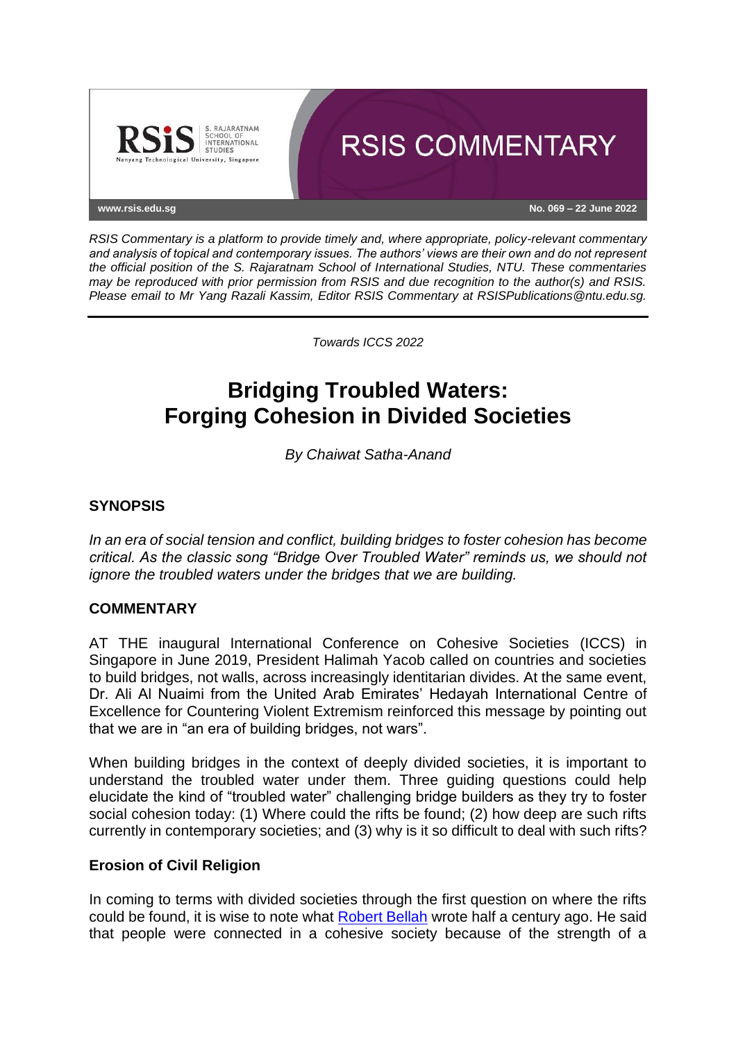RSIS COMMENTARY

www.rsis.edu.sg

No. 069 – 22 June 2022

*RSIS Commentary is a platform to provide timely and, where appropriate, policy-relevant commentary and analysis of topical and contemporary issues. The authors' views are their own and do not represent the official position of the S. Rajaratnam School of International Studies, NTU. These commentaries may be reproduced with prior permission from RSIS and due recognition to the author(s) and RSIS. Please email to Mr Yang Razali Kassim, Editor RSIS Commentary at RSISPublications@ntu.edu.sg.*

---

*Towards ICCS 2022*

# Bridging Troubled Waters: Forging Cohesion in Divided Societies

*By Chaiwat Satha-Anand*

## SYNOPSIS

*In an era of social tension and conflict, building bridges to foster cohesion has become critical. As the classic song "Bridge Over Troubled Water" reminds us, we should not ignore the troubled waters under the bridges that we are building.*

## COMMENTARY

AT THE inaugural International Conference on Cohesive Societies (ICCS) in Singapore in June 2019, President Halimah Yacob called on countries and societies to build bridges, not walls, across increasingly identitarian divides. At the same event, Dr. Ali Al Nuaimi from the United Arab Emirates' Hedayah International Centre of Excellence for Countering Violent Extremism reinforced this message by pointing out that we are in "an era of building bridges, not wars".

When building bridges in the context of deeply divided societies, it is important to understand the troubled water under them. Three guiding questions could help elucidate the kind of "troubled water" challenging bridge builders as they try to foster social cohesion today: (1) Where could the rifts be found; (2) how deep are such rifts currently in contemporary societies; and (3) why is it so difficult to deal with such rifts?

### Erosion of Civil Religion

In coming to terms with divided societies through the first question on where the rifts could be found, it is wise to note what Robert Bellah wrote half a century ago. He said that people were connected in a cohesive society because of the strength of a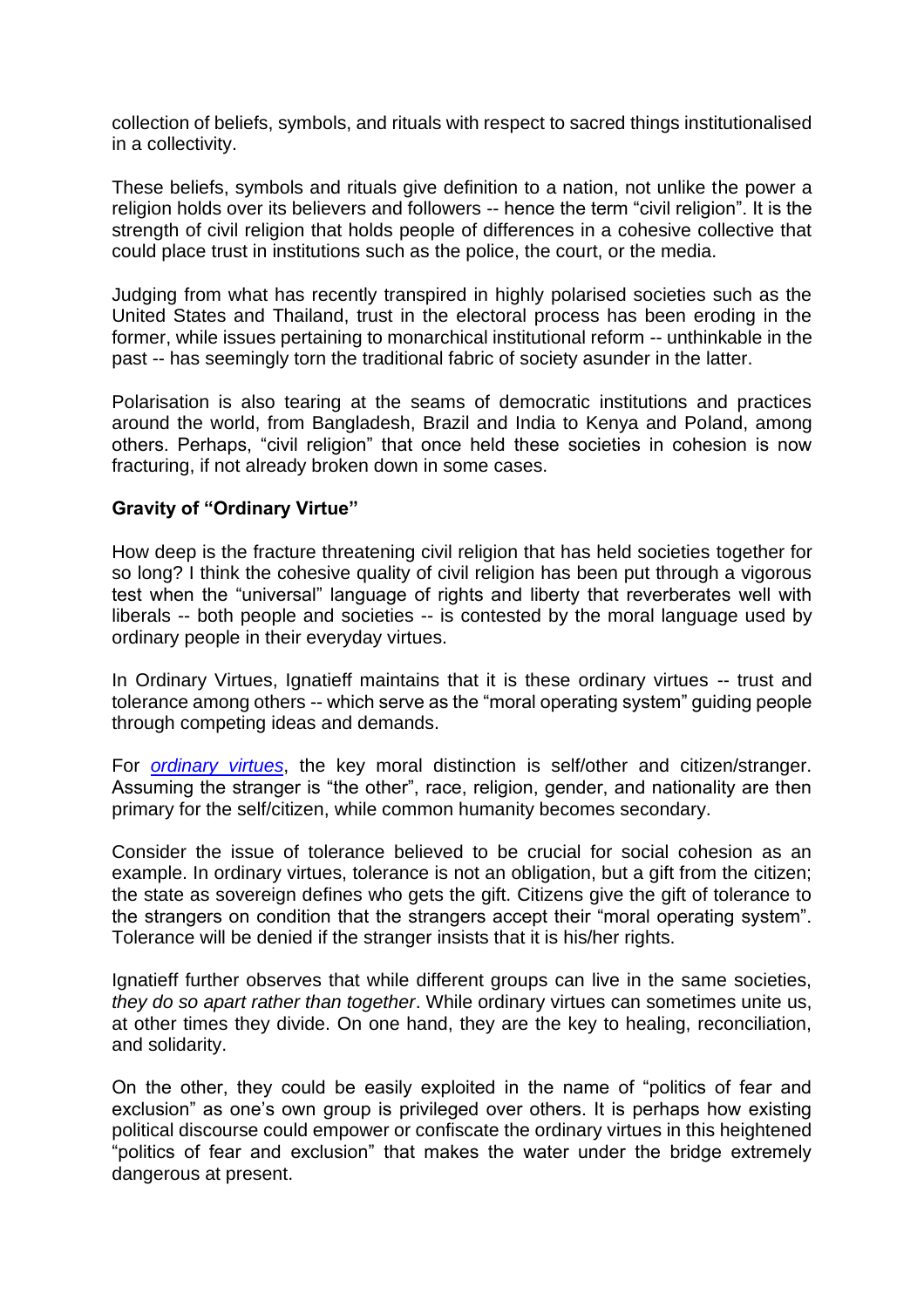collection of beliefs, symbols, and rituals with respect to sacred things institutionalised in a collectivity.

These beliefs, symbols and rituals give definition to a nation, not unlike the power a religion holds over its believers and followers -- hence the term "civil religion". It is the strength of civil religion that holds people of differences in a cohesive collective that could place trust in institutions such as the police, the court, or the media.

Judging from what has recently transpired in highly polarised societies such as the United States and Thailand, trust in the electoral process has been eroding in the former, while issues pertaining to monarchical institutional reform -- unthinkable in the past -- has seemingly torn the traditional fabric of society asunder in the latter.

Polarisation is also tearing at the seams of democratic institutions and practices around the world, from Bangladesh, Brazil and India to Kenya and Poland, among others. Perhaps, "civil religion" that once held these societies in cohesion is now fracturing, if not already broken down in some cases.

**Gravity of "Ordinary Virtue"**

How deep is the fracture threatening civil religion that has held societies together for so long? I think the cohesive quality of civil religion has been put through a vigorous test when the "universal" language of rights and liberty that reverberates well with liberals -- both people and societies -- is contested by the moral language used by ordinary people in their everyday virtues.

In Ordinary Virtues, Ignatieff maintains that it is these ordinary virtues -- trust and tolerance among others -- which serve as the "moral operating system" guiding people through competing ideas and demands.

For *ordinary virtues*, the key moral distinction is self/other and citizen/stranger. Assuming the stranger is "the other", race, religion, gender, and nationality are then primary for the self/citizen, while common humanity becomes secondary.

Consider the issue of tolerance believed to be crucial for social cohesion as an example. In ordinary virtues, tolerance is not an obligation, but a gift from the citizen; the state as sovereign defines who gets the gift. Citizens give the gift of tolerance to the strangers on condition that the strangers accept their "moral operating system". Tolerance will be denied if the stranger insists that it is his/her rights.

Ignatieff further observes that while different groups can live in the same societies, *they do so apart rather than together*. While ordinary virtues can sometimes unite us, at other times they divide. On one hand, they are the key to healing, reconciliation, and solidarity.

On the other, they could be easily exploited in the name of "politics of fear and exclusion" as one's own group is privileged over others. It is perhaps how existing political discourse could empower or confiscate the ordinary virtues in this heightened "politics of fear and exclusion" that makes the water under the bridge extremely dangerous at present.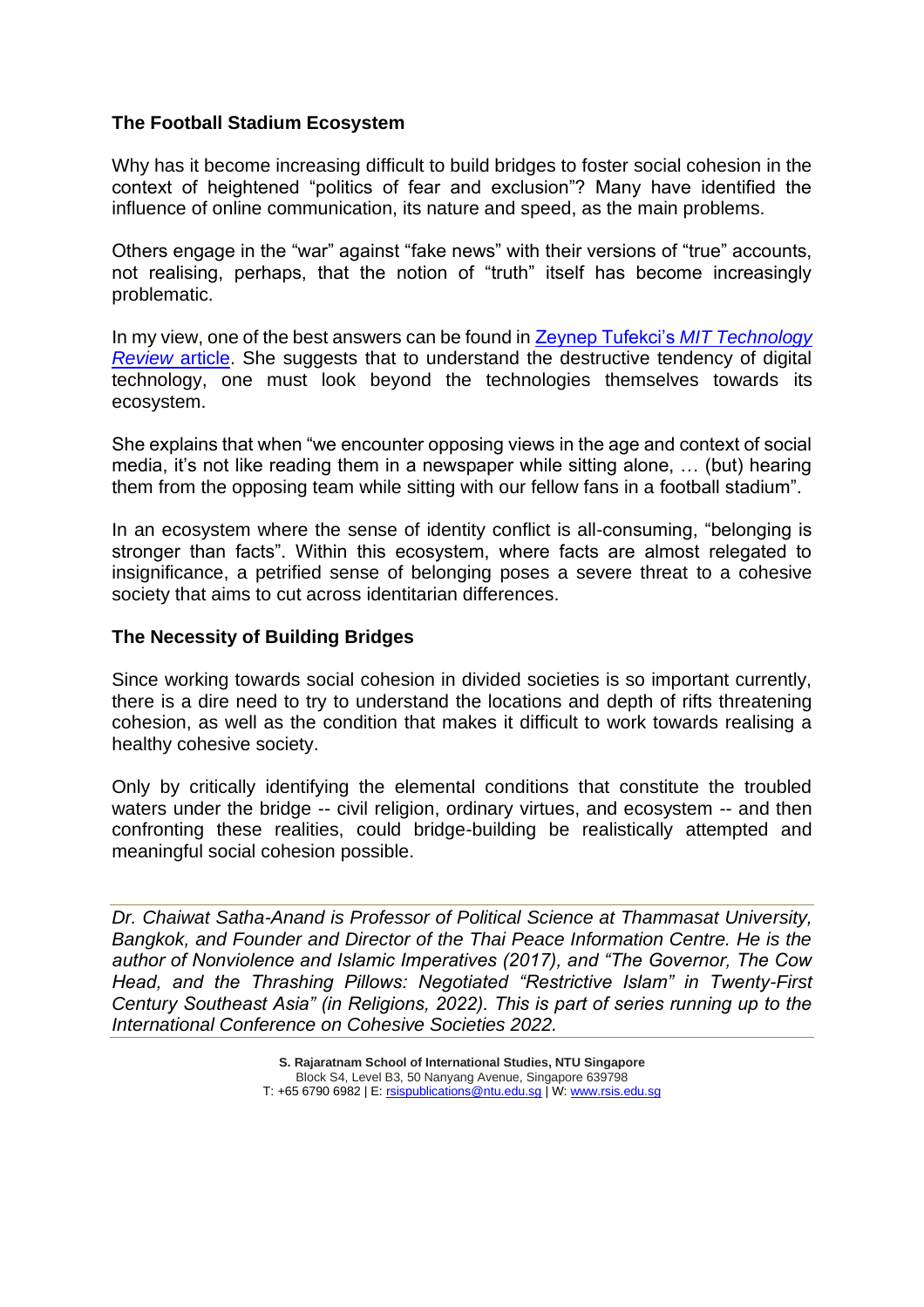### The Football Stadium Ecosystem

Why has it become increasing difficult to build bridges to foster social cohesion in the context of heightened "politics of fear and exclusion"? Many have identified the influence of online communication, its nature and speed, as the main problems.

Others engage in the "war" against "fake news" with their versions of "true" accounts, not realising, perhaps, that the notion of "truth" itself has become increasingly problematic.

In my view, one of the best answers can be found in Zeynep Tufekci's *MIT Technology Review* article. She suggests that to understand the destructive tendency of digital technology, one must look beyond the technologies themselves towards its ecosystem.

She explains that when "we encounter opposing views in the age and context of social media, it's not like reading them in a newspaper while sitting alone, … (but) hearing them from the opposing team while sitting with our fellow fans in a football stadium".

In an ecosystem where the sense of identity conflict is all-consuming, "belonging is stronger than facts". Within this ecosystem, where facts are almost relegated to insignificance, a petrified sense of belonging poses a severe threat to a cohesive society that aims to cut across identitarian differences.

### The Necessity of Building Bridges

Since working towards social cohesion in divided societies is so important currently, there is a dire need to try to understand the locations and depth of rifts threatening cohesion, as well as the condition that makes it difficult to work towards realising a healthy cohesive society.

Only by critically identifying the elemental conditions that constitute the troubled waters under the bridge -- civil religion, ordinary virtues, and ecosystem -- and then confronting these realities, could bridge-building be realistically attempted and meaningful social cohesion possible.

---

*Dr. Chaiwat Satha-Anand is Professor of Political Science at Thammasat University, Bangkok, and Founder and Director of the Thai Peace Information Centre. He is the author of Nonviolence and Islamic Imperatives (2017), and "The Governor, The Cow Head, and the Thrashing Pillows: Negotiated "Restrictive Islam" in Twenty-First Century Southeast Asia" (in Religions, 2022). This is part of series running up to the International Conference on Cohesive Societies 2022.*

---

**S. Rajaratnam School of International Studies, NTU Singapore**
Block S4, Level B3, 50 Nanyang Avenue, Singapore 639798
T: +65 6790 6982 | E: rsispublications@ntu.edu.sg | W: www.rsis.edu.sg